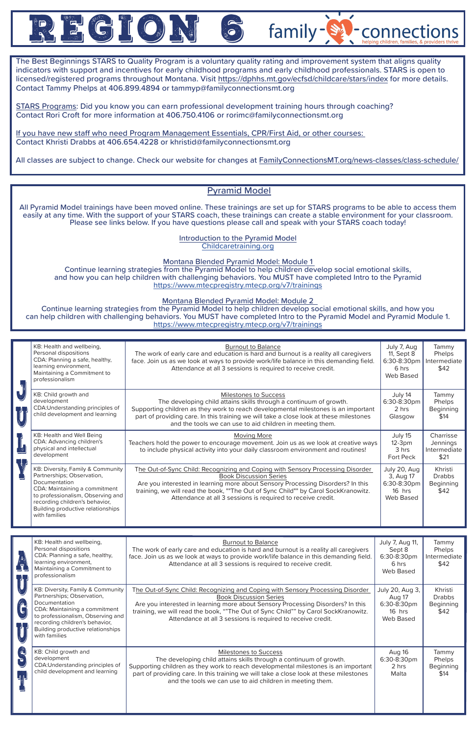# REGION 6

family-connections
helping children, families, & providers thrive

The Best Beginnings STARS to Quality Program is a voluntary quality rating and improvement system that aligns quality indicators with support and incentives for early childhood programs and early childhood professionals. STARS is open to licensed/registered programs throughout Montana. Visit https://dphhs.mt.gov/ecfsd/childcare/stars/index for more details. Contact Tammy Phelps at 406.899.4894 or tammyp@familyconnectionsmt.org

STARS Programs: Did you know you can earn professional development training hours through coaching? Contact Rori Croft for more information at 406.750.4106 or rorimc@familyconnectionsmt.org

If you have new staff who need Program Management Essentials, CPR/First Aid, or other courses: Contact Khristi Drabbs at 406.654.4228 or khristid@familyconnectionsmt.org

All classes are subject to change. Check our website for changes at FamilyConnectionsMT.org/news-classes/class-schedule/

## Pyramid Model

All Pyramid Model trainings have been moved online. These trainings are set up for STARS programs to be able to access them easily at any time. With the support of your STARS coach, these trainings can create a stable environment for your classroom. Please see links below. If you have questions please call and speak with your STARS coach today!

Introduction to the Pyramid Model
Childcaretraining.org

Montana Blended Pyramid Model: Module 1
Continue learning strategies from the Pyramid Model to help children develop social emotional skills, and how you can help children with challenging behaviors. You MUST have completed Intro to the Pyramid
https://www.mtecpregistry.mtecp.org/v7/trainings

Montana Blended Pyramid Model: Module 2
Continue learning strategies from the Pyramid Model to help children develop social emotional skills, and how you can help children with challenging behaviors. You MUST have completed Intro to the Pyramid Model and Pyramid Module 1.
https://www.mtecpregistry.mtecp.org/v7/trainings

## JULY

| | | | | |
|---|---|---|---|---|
| JULY | KB: Health and wellbeing, Personal dispositions<br>CDA: Planning a safe, healthy, learning environment, Maintaining a Commitment to professionalism | Burnout to Balance<br>The work of early care and education is hard and burnout is a reality all caregivers face. Join us as we look at ways to provide work/life balance in this demanding field. Attendance at all 3 sessions is required to receive credit. | July 7, Aug 11, Sept 8<br>6:30-8:30pm<br>6 hrs<br>Web Based | Tammy Phelps<br>Intermediate<br>$42 |
| | KB: Child growth and development<br>CDA:Understanding principles of child development and learning | Milestones to Success<br>The developing child attains skills through a continuum of growth. Supporting children as they work to reach developmental milestones is an important part of providing care. In this training we will take a close look at these milestones and the tools we can use to aid children in meeting them. | July 14<br>6:30-8:30pm<br>2 hrs<br>Glasgow | Tammy Phelps<br>Beginning<br>$14 |
| | KB: Health and Well Being<br>CDA: Advancing children's physical and intellectual development | Moving More<br>Teachers hold the power to encourage movement. Join us as we look at creative ways to include physical activity into your daily classroom environment and routines! | July 15<br>12-3pm<br>3 hrs<br>Fort Peck | Charrisse Jennings<br>Intermediate<br>$21 |
| | KB: Diversity, Family & Community Partnerships; Observation, Documentation<br>CDA: Maintaining a commitment to professionalism, Observing and recording children's behavior, Building productive relationships with families | The Out-of-Sync Child: Recognizing and Coping with Sensory Processing Disorder Book Discussion Series<br>Are you interested in learning more about Sensory Processing Disorders? In this training, we will read the book, ""The Out of Sync Child"" by Carol SockKranowitz. Attendance at all 3 sessions is required to receive credit. | July 20, Aug 3, Aug 17<br>6:30-8:30pm<br>16 hrs<br>Web Based | Khristi Drabbs<br>Beginning<br>$42 |

## AUGUST

| | | | | |
|---|---|---|---|---|
| AUGUST | KB: Health and wellbeing, Personal dispositions<br>CDA: Planning a safe, healthy, learning environment, Maintaining a Commitment to professionalism | Burnout to Balance<br>The work of early care and education is hard and burnout is a reality all caregivers face. Join us as we look at ways to provide work/life balance in this demanding field. Attendance at all 3 sessions is required to receive credit. | July 7, Aug 11, Sept 8<br>6:30-8:30pm<br>6 hrs<br>Web Based | Tammy Phelps<br>Intermediate<br>$42 |
| | KB: Diversity, Family & Community Partnerships; Observation, Documentation<br>CDA: Maintaining a commitment to professionalism, Observing and recording children's behavior, Building productive relationships with families | The Out-of-Sync Child: Recognizing and Coping with Sensory Processing Disorder Book Discussion Series<br>Are you interested in learning more about Sensory Processing Disorders? In this training, we will read the book, ""The Out of Sync Child"" by Carol SockKranowitz. Attendance at all 3 sessions is required to receive credit. | July 20, Aug 3, Aug 17<br>6:30-8:30pm<br>16 hrs<br>Web Based | Khristi Drabbs<br>Beginning<br>$42 |
| | KB: Child growth and development<br>CDA:Understanding principles of child development and learning | Milestones to Success<br>The developing child attains skills through a continuum of growth. Supporting children as they work to reach developmental milestones is an important part of providing care. In this training we will take a close look at these milestones and the tools we can use to aid children in meeting them. | Aug 16<br>6:30-8:30pm<br>2 hrs<br>Malta | Tammy Phelps<br>Beginning<br>$14 |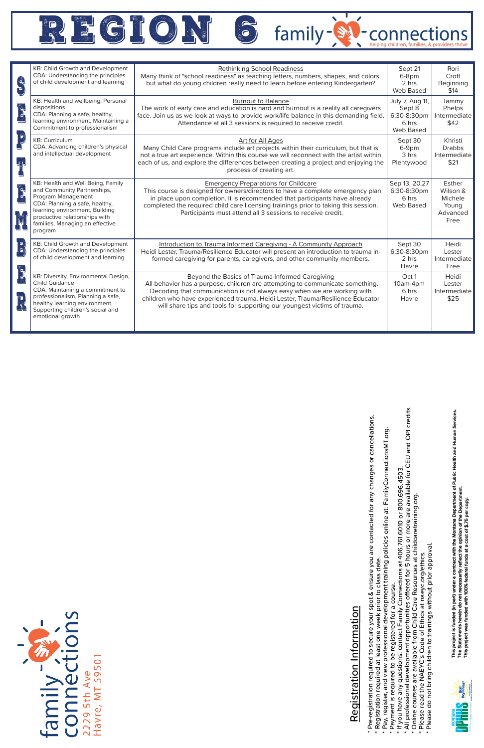# REGION 6 family-connections

helping children, families, & providers thrive

| | | | | | |
|---|---|---|---|---|---|
| SEPTEMBER | KB: Child Growth and Development<br>CDA: Understanding the principles of child development and learning | Rethinking School Readiness<br>Many think of "school readiness" as teaching letters, numbers, shapes, and colors, but what do young children really need to learn before entering Kindergarten? | Sept 21<br>6-8pm<br>2 hrs<br>Web Based | Rori Croft<br>Beginning<br>$14 |
| | KB: Health and wellbeing, Personal dispositions<br>CDA: Planning a safe, healthy, learning environment, Maintaining a Commitment to professionalism | Burnout to Balance<br>The work of early care and education is hard and burnout is a reality all caregivers face. Join us as we look at ways to provide work/life balance in this demanding field. Attendance at all 3 sessions is required to receive credit. | July 7, Aug 11, Sept 8<br>6:30-8:30pm<br>6 hrs<br>Web Based | Tammy Phelps<br>Intermediate<br>$42 |
| | KB: Curriculum<br>CDA: Advancing children's physical and intellectual development | Art for All Ages<br>Many Child Care programs include art projects within their curriculum, but that is not a true art experience. Within this course we will reconnect with the artist within each of us, and explore the differences between creating a project and enjoying the process of creating art. | Sept 30<br>6-9pm<br>3 hrs<br>Plentywood | Khristi Drabbs<br>Intermediate<br>$21 |
| | KB: Health and Well Being, Family and Community Partnerships, Program Management<br>CDA: Planning a safe, healthy, learning environment, Building productive relationships with families, Managing an effective program | Emergency Preparations for Childcare<br>This course is designed for owners/directors to have a complete emergency plan in place upon completion. It is recommended that participants have already completed the required child care licensing trainings prior to taking this session. Participants must attend all 3 sessions to receive credit. | Sep 13, 20,27<br>6:30-8:30pm<br>6 hrs<br>Web Based | Esther Wilson & Michele Young<br>Advanced<br>Free |
| | KB: Child Growth and Development<br>CDA: Understanding the principles of child development and learning | Introduction to Trauma Informed Caregiving - A Community Approach<br>Heidi Lester, Trauma/Resilience Educator will present an introduction to trauma informed caregiving for parents, caregivers, and other community members. | Sept 30<br>6:30-8:30pm<br>2 hrs<br>Havre | Heidi Lester<br>Intermediate<br>Free |
| | KB: Diversity, Environmental Design, Child Guidance<br>CDA: Maintaining a commitment to professionalism, Planning a safe, healthy learning environment, Supporting children's social and emotional growth | Beyond the Basics of Trauma Informed Caregiving<br>All behavior has a purpose, children are attempting to communicate something. Decoding that communication is not always easy when we are working with children who have experienced trauma. Heidi Lester, Trauma/Resilience Educator will share tips and tools for supporting our youngest victims of trauma. | Oct 1<br>10am-4pm<br>6 hrs<br>Havre | Heidi Lester<br>Intermediate<br>$25 |

family-connections
2229 5th Ave
Havre, MT 59501

## Registration Information

* Pre-registration required to secure your spot & ensure you are contacted for any changes or cancellations.
* Registration required at least one week prior to class date.
* Pay, register, and view professional development training policies online at: FamilyConnectionsMT.org.
* Payment is required to be registered for a course.
* If you have any questions, contact Family Connections at 406.761.6010 or 800.696.4503.
* All professional development opportunities offered for 5 hours or more are available for CEU and OPI credits.
* Online courses are available from Child Care Resources at childcaretraining.org.
* Please read the NAEYC's Code of Ethics at naeyc.org/ethics.
* Please do not bring children to trainings without prior approval.

**This project is funded (in part) under a contract with the Montana Department of Public Health and Human Services. The Statements herein do not necessarily reflect the opinion of the Department. This project was funded with 100% federal funds at a cost of $.75 per copy.**